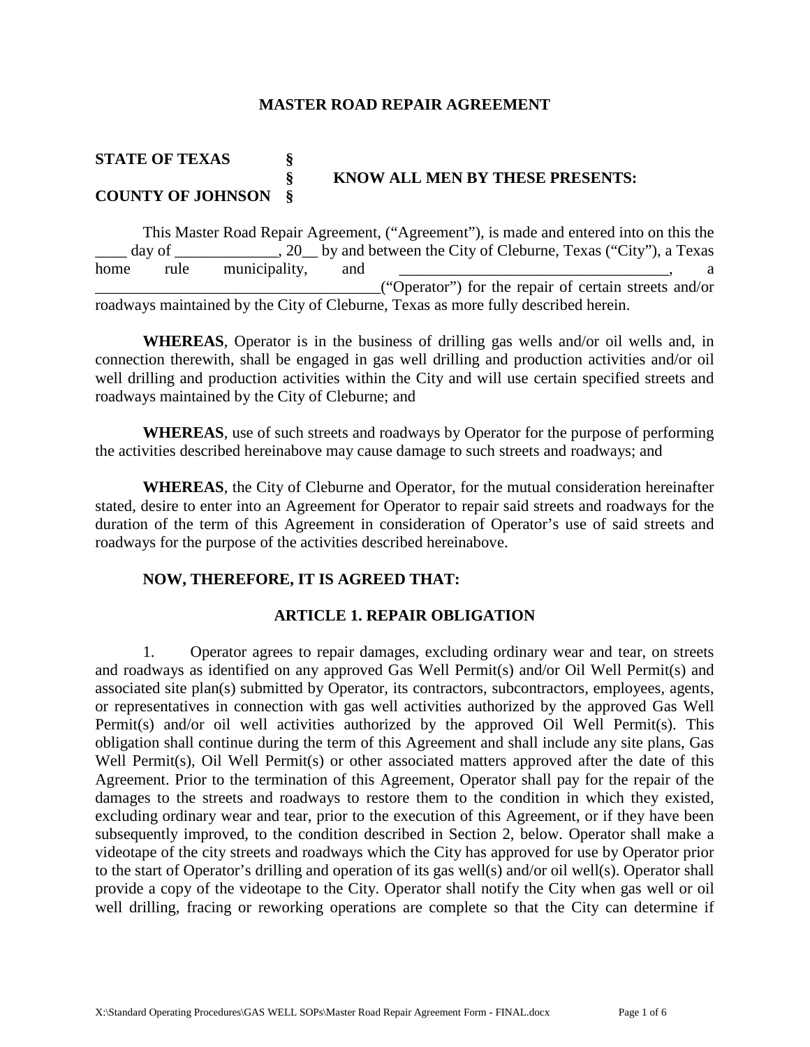# MASTER ROAD REPAIR AGREEMENT

**STATE OF TEXAS** §
§ **KNOW ALL MEN BY THESE PRESENTS:**
**COUNTY OF JOHNSON** §

This Master Road Repair Agreement, ("Agreement"), is made and entered into on this the ____ day of _____________, 20__ by and between the City of Cleburne, Texas ("City"), a Texas home rule municipality, and __________________________________, a ____________________________________("Operator") for the repair of certain streets and/or roadways maintained by the City of Cleburne, Texas as more fully described herein.

**WHEREAS**, Operator is in the business of drilling gas wells and/or oil wells and, in connection therewith, shall be engaged in gas well drilling and production activities and/or oil well drilling and production activities within the City and will use certain specified streets and roadways maintained by the City of Cleburne; and

**WHEREAS**, use of such streets and roadways by Operator for the purpose of performing the activities described hereinabove may cause damage to such streets and roadways; and

**WHEREAS**, the City of Cleburne and Operator, for the mutual consideration hereinafter stated, desire to enter into an Agreement for Operator to repair said streets and roadways for the duration of the term of this Agreement in consideration of Operator's use of said streets and roadways for the purpose of the activities described hereinabove.

**NOW, THEREFORE, IT IS AGREED THAT:**

## ARTICLE 1. REPAIR OBLIGATION

1. Operator agrees to repair damages, excluding ordinary wear and tear, on streets and roadways as identified on any approved Gas Well Permit(s) and/or Oil Well Permit(s) and associated site plan(s) submitted by Operator, its contractors, subcontractors, employees, agents, or representatives in connection with gas well activities authorized by the approved Gas Well Permit(s) and/or oil well activities authorized by the approved Oil Well Permit(s). This obligation shall continue during the term of this Agreement and shall include any site plans, Gas Well Permit(s), Oil Well Permit(s) or other associated matters approved after the date of this Agreement. Prior to the termination of this Agreement, Operator shall pay for the repair of the damages to the streets and roadways to restore them to the condition in which they existed, excluding ordinary wear and tear, prior to the execution of this Agreement, or if they have been subsequently improved, to the condition described in Section 2, below. Operator shall make a videotape of the city streets and roadways which the City has approved for use by Operator prior to the start of Operator's drilling and operation of its gas well(s) and/or oil well(s). Operator shall provide a copy of the videotape to the City. Operator shall notify the City when gas well or oil well drilling, fracing or reworking operations are complete so that the City can determine if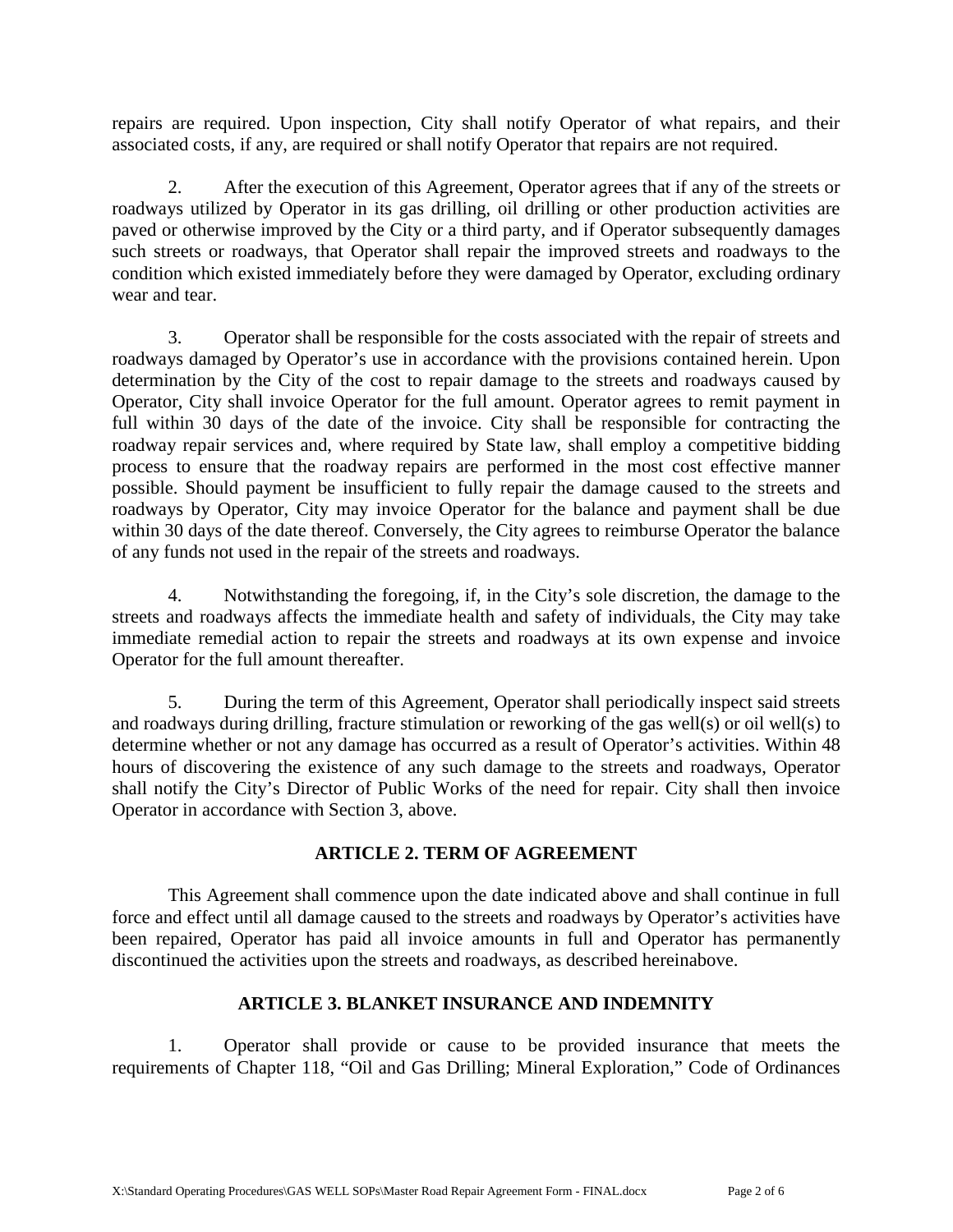repairs are required. Upon inspection, City shall notify Operator of what repairs, and their associated costs, if any, are required or shall notify Operator that repairs are not required.

2. After the execution of this Agreement, Operator agrees that if any of the streets or roadways utilized by Operator in its gas drilling, oil drilling or other production activities are paved or otherwise improved by the City or a third party, and if Operator subsequently damages such streets or roadways, that Operator shall repair the improved streets and roadways to the condition which existed immediately before they were damaged by Operator, excluding ordinary wear and tear.

3. Operator shall be responsible for the costs associated with the repair of streets and roadways damaged by Operator's use in accordance with the provisions contained herein. Upon determination by the City of the cost to repair damage to the streets and roadways caused by Operator, City shall invoice Operator for the full amount. Operator agrees to remit payment in full within 30 days of the date of the invoice. City shall be responsible for contracting the roadway repair services and, where required by State law, shall employ a competitive bidding process to ensure that the roadway repairs are performed in the most cost effective manner possible. Should payment be insufficient to fully repair the damage caused to the streets and roadways by Operator, City may invoice Operator for the balance and payment shall be due within 30 days of the date thereof. Conversely, the City agrees to reimburse Operator the balance of any funds not used in the repair of the streets and roadways.

4. Notwithstanding the foregoing, if, in the City's sole discretion, the damage to the streets and roadways affects the immediate health and safety of individuals, the City may take immediate remedial action to repair the streets and roadways at its own expense and invoice Operator for the full amount thereafter.

5. During the term of this Agreement, Operator shall periodically inspect said streets and roadways during drilling, fracture stimulation or reworking of the gas well(s) or oil well(s) to determine whether or not any damage has occurred as a result of Operator's activities. Within 48 hours of discovering the existence of any such damage to the streets and roadways, Operator shall notify the City's Director of Public Works of the need for repair. City shall then invoice Operator in accordance with Section 3, above.

## ARTICLE 2. TERM OF AGREEMENT

This Agreement shall commence upon the date indicated above and shall continue in full force and effect until all damage caused to the streets and roadways by Operator's activities have been repaired, Operator has paid all invoice amounts in full and Operator has permanently discontinued the activities upon the streets and roadways, as described hereinabove.

## ARTICLE 3. BLANKET INSURANCE AND INDEMNITY

1. Operator shall provide or cause to be provided insurance that meets the requirements of Chapter 118, "Oil and Gas Drilling; Mineral Exploration," Code of Ordinances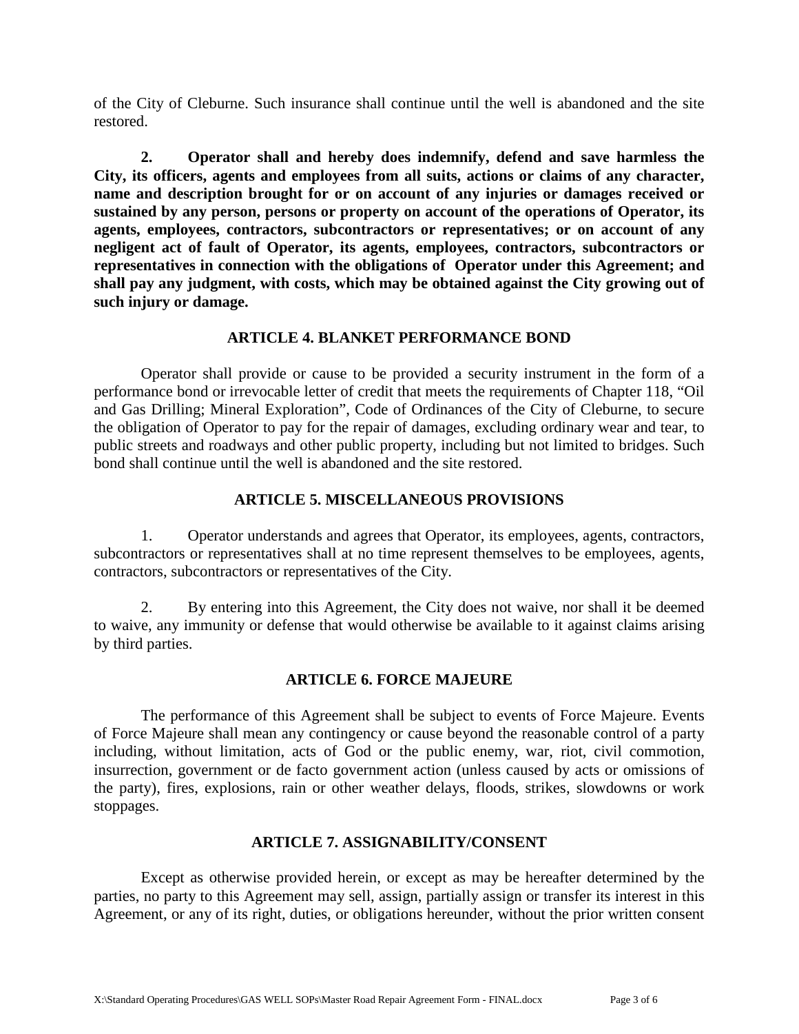of the City of Cleburne. Such insurance shall continue until the well is abandoned and the site restored.

**2. Operator shall and hereby does indemnify, defend and save harmless the City, its officers, agents and employees from all suits, actions or claims of any character, name and description brought for or on account of any injuries or damages received or sustained by any person, persons or property on account of the operations of Operator, its agents, employees, contractors, subcontractors or representatives; or on account of any negligent act of fault of Operator, its agents, employees, contractors, subcontractors or representatives in connection with the obligations of Operator under this Agreement; and shall pay any judgment, with costs, which may be obtained against the City growing out of such injury or damage.**

## ARTICLE 4. BLANKET PERFORMANCE BOND

Operator shall provide or cause to be provided a security instrument in the form of a performance bond or irrevocable letter of credit that meets the requirements of Chapter 118, “Oil and Gas Drilling; Mineral Exploration”, Code of Ordinances of the City of Cleburne, to secure the obligation of Operator to pay for the repair of damages, excluding ordinary wear and tear, to public streets and roadways and other public property, including but not limited to bridges. Such bond shall continue until the well is abandoned and the site restored.

## ARTICLE 5. MISCELLANEOUS PROVISIONS

1. Operator understands and agrees that Operator, its employees, agents, contractors, subcontractors or representatives shall at no time represent themselves to be employees, agents, contractors, subcontractors or representatives of the City.

2. By entering into this Agreement, the City does not waive, nor shall it be deemed to waive, any immunity or defense that would otherwise be available to it against claims arising by third parties.

## ARTICLE 6. FORCE MAJEURE

The performance of this Agreement shall be subject to events of Force Majeure. Events of Force Majeure shall mean any contingency or cause beyond the reasonable control of a party including, without limitation, acts of God or the public enemy, war, riot, civil commotion, insurrection, government or de facto government action (unless caused by acts or omissions of the party), fires, explosions, rain or other weather delays, floods, strikes, slowdowns or work stoppages.

## ARTICLE 7. ASSIGNABILITY/CONSENT

Except as otherwise provided herein, or except as may be hereafter determined by the parties, no party to this Agreement may sell, assign, partially assign or transfer its interest in this Agreement, or any of its right, duties, or obligations hereunder, without the prior written consent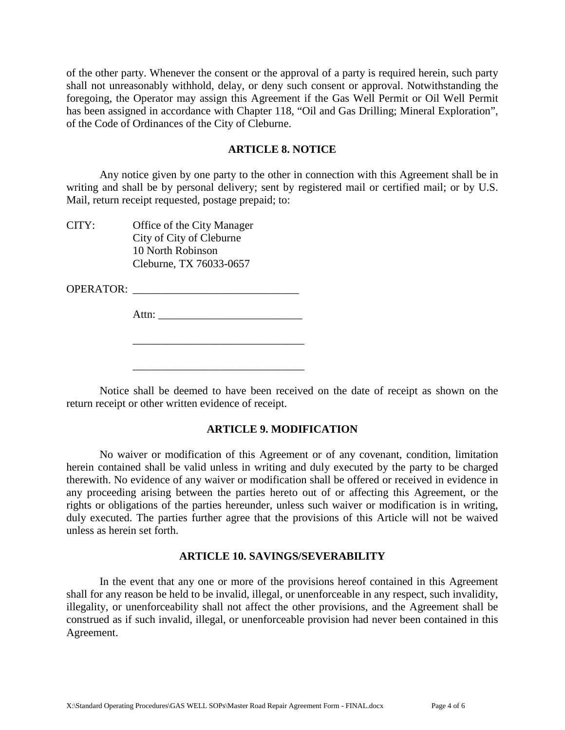of the other party. Whenever the consent or the approval of a party is required herein, such party shall not unreasonably withhold, delay, or deny such consent or approval. Notwithstanding the foregoing, the Operator may assign this Agreement if the Gas Well Permit or Oil Well Permit has been assigned in accordance with Chapter 118, "Oil and Gas Drilling; Mineral Exploration", of the Code of Ordinances of the City of Cleburne.

## ARTICLE 8. NOTICE

Any notice given by one party to the other in connection with this Agreement shall be in writing and shall be by personal delivery; sent by registered mail or certified mail; or by U.S. Mail, return receipt requested, postage prepaid; to:

CITY: Office of the City Manager
City of City of Cleburne
10 North Robinson
Cleburne, TX 76033-0657

OPERATOR: ______________________________

Attn: __________________________

_______________________________

_______________________________

Notice shall be deemed to have been received on the date of receipt as shown on the return receipt or other written evidence of receipt.

## ARTICLE 9. MODIFICATION

No waiver or modification of this Agreement or of any covenant, condition, limitation herein contained shall be valid unless in writing and duly executed by the party to be charged therewith. No evidence of any waiver or modification shall be offered or received in evidence in any proceeding arising between the parties hereto out of or affecting this Agreement, or the rights or obligations of the parties hereunder, unless such waiver or modification is in writing, duly executed. The parties further agree that the provisions of this Article will not be waived unless as herein set forth.

## ARTICLE 10. SAVINGS/SEVERABILITY

In the event that any one or more of the provisions hereof contained in this Agreement shall for any reason be held to be invalid, illegal, or unenforceable in any respect, such invalidity, illegality, or unenforceability shall not affect the other provisions, and the Agreement shall be construed as if such invalid, illegal, or unenforceable provision had never been contained in this Agreement.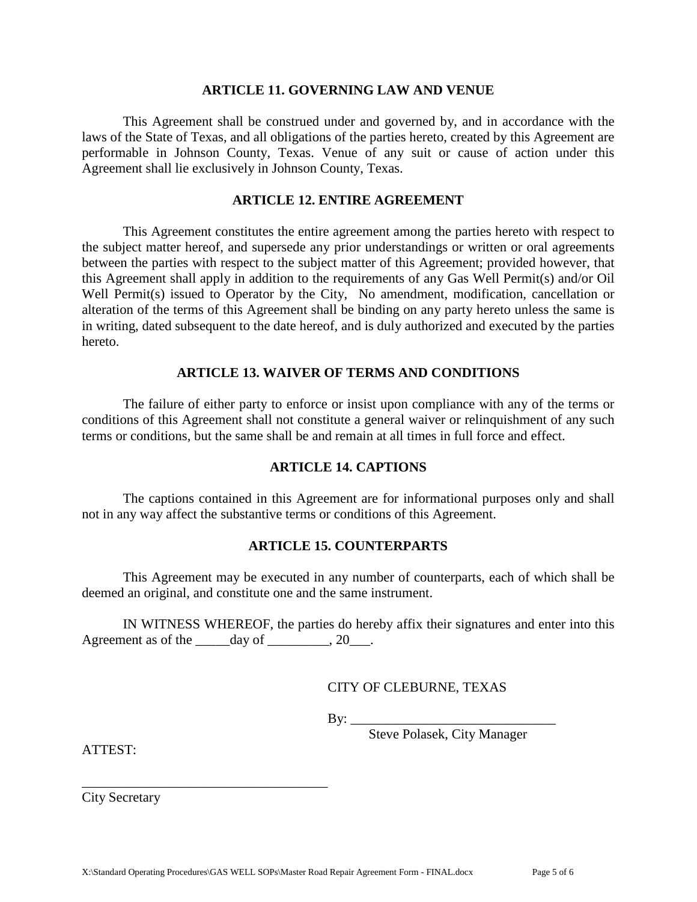## ARTICLE 11. GOVERNING LAW AND VENUE

This Agreement shall be construed under and governed by, and in accordance with the laws of the State of Texas, and all obligations of the parties hereto, created by this Agreement are performable in Johnson County, Texas. Venue of any suit or cause of action under this Agreement shall lie exclusively in Johnson County, Texas.

## ARTICLE 12. ENTIRE AGREEMENT

This Agreement constitutes the entire agreement among the parties hereto with respect to the subject matter hereof, and supersede any prior understandings or written or oral agreements between the parties with respect to the subject matter of this Agreement; provided however, that this Agreement shall apply in addition to the requirements of any Gas Well Permit(s) and/or Oil Well Permit(s) issued to Operator by the City, No amendment, modification, cancellation or alteration of the terms of this Agreement shall be binding on any party hereto unless the same is in writing, dated subsequent to the date hereof, and is duly authorized and executed by the parties hereto.

## ARTICLE 13. WAIVER OF TERMS AND CONDITIONS

The failure of either party to enforce or insist upon compliance with any of the terms or conditions of this Agreement shall not constitute a general waiver or relinquishment of any such terms or conditions, but the same shall be and remain at all times in full force and effect.

## ARTICLE 14. CAPTIONS

The captions contained in this Agreement are for informational purposes only and shall not in any way affect the substantive terms or conditions of this Agreement.

## ARTICLE 15. COUNTERPARTS

This Agreement may be executed in any number of counterparts, each of which shall be deemed an original, and constitute one and the same instrument.

IN WITNESS WHEREOF, the parties do hereby affix their signatures and enter into this Agreement as of the _____day of _________, 20___.

CITY OF CLEBURNE, TEXAS

By: ______________________________

Steve Polasek, City Manager

ATTEST:

____________________________________

City Secretary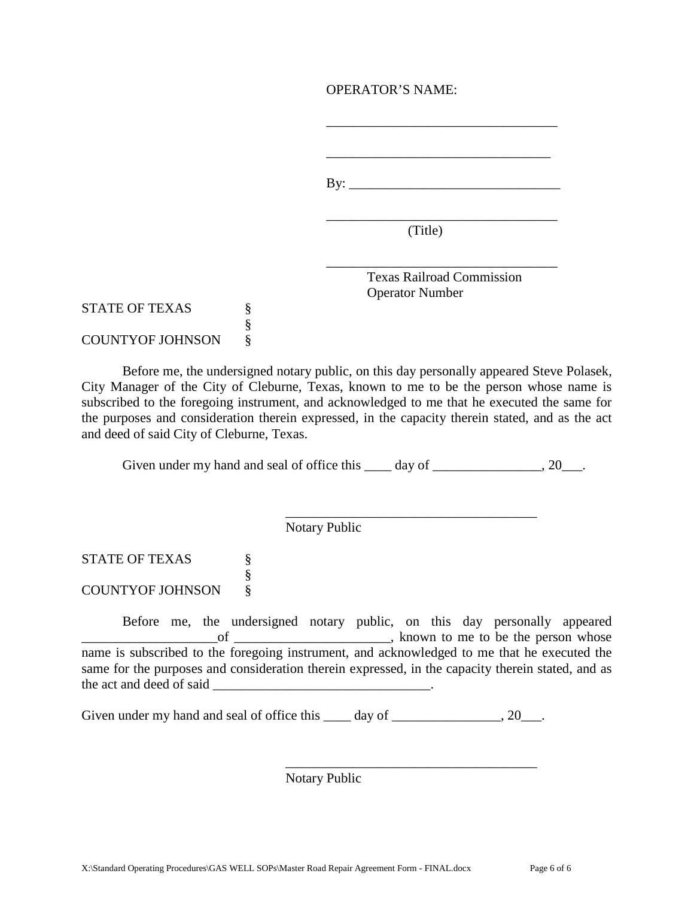OPERATOR'S NAME:

__________________________________

_________________________________

By: _______________________________

__________________________________
(Title)

__________________________________
Texas Railroad Commission
Operator Number

STATE OF TEXAS §
§
COUNTYOF JOHNSON §

Before me, the undersigned notary public, on this day personally appeared Steve Polasek, City Manager of the City of Cleburne, Texas, known to me to be the person whose name is subscribed to the foregoing instrument, and acknowledged to me that he executed the same for the purposes and consideration therein expressed, in the capacity therein stated, and as the act and deed of said City of Cleburne, Texas.

Given under my hand and seal of office this ____ day of ________________, 20___.

_____________________________________
Notary Public

STATE OF TEXAS §
§
COUNTYOF JOHNSON §

Before me, the undersigned notary public, on this day personally appeared ____________________of _______________________, known to me to be the person whose name is subscribed to the foregoing instrument, and acknowledged to me that he executed the same for the purposes and consideration therein expressed, in the capacity therein stated, and as the act and deed of said ________________________________.

Given under my hand and seal of office this ____ day of ________________, 20___.

_____________________________________
Notary Public

X:\Standard Operating Procedures\GAS WELL SOPs\Master Road Repair Agreement Form - FINAL.docx